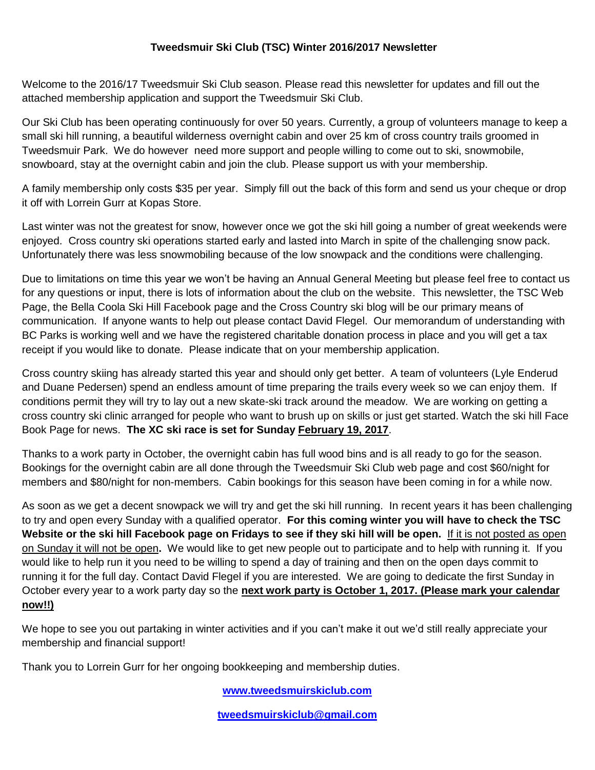**Tweedsmuir Ski Club (TSC) Winter 2016/2017 Newsletter**

Welcome to the 2016/17 Tweedsmuir Ski Club season. Please read this newsletter for updates and fill out the attached membership application and support the Tweedsmuir Ski Club.

Our Ski Club has been operating continuously for over 50 years. Currently, a group of volunteers manage to keep a small ski hill running, a beautiful wilderness overnight cabin and over 25 km of cross country trails groomed in Tweedsmuir Park. We do however need more support and people willing to come out to ski, snowmobile, snowboard, stay at the overnight cabin and join the club. Please support us with your membership.

A family membership only costs $35 per year. Simply fill out the back of this form and send us your cheque or drop it off with Lorrein Gurr at Kopas Store.

Last winter was not the greatest for snow, however once we got the ski hill going a number of great weekends were enjoyed. Cross country ski operations started early and lasted into March in spite of the challenging snow pack. Unfortunately there was less snowmobiling because of the low snowpack and the conditions were challenging.

Due to limitations on time this year we won't be having an Annual General Meeting but please feel free to contact us for any questions or input, there is lots of information about the club on the website. This newsletter, the TSC Web Page, the Bella Coola Ski Hill Facebook page and the Cross Country ski blog will be our primary means of communication. If anyone wants to help out please contact David Flegel. Our memorandum of understanding with BC Parks is working well and we have the registered charitable donation process in place and you will get a tax receipt if you would like to donate. Please indicate that on your membership application.

Cross country skiing has already started this year and should only get better. A team of volunteers (Lyle Enderud and Duane Pedersen) spend an endless amount of time preparing the trails every week so we can enjoy them. If conditions permit they will try to lay out a new skate-ski track around the meadow. We are working on getting a cross country ski clinic arranged for people who want to brush up on skills or just get started. Watch the ski hill Face Book Page for news. **The XC ski race is set for Sunday February 19, 2017**.

Thanks to a work party in October, the overnight cabin has full wood bins and is all ready to go for the season. Bookings for the overnight cabin are all done through the Tweedsmuir Ski Club web page and cost $60/night for members and $80/night for non-members. Cabin bookings for this season have been coming in for a while now.

As soon as we get a decent snowpack we will try and get the ski hill running. In recent years it has been challenging to try and open every Sunday with a qualified operator. **For this coming winter you will have to check the TSC Website or the ski hill Facebook page on Fridays to see if they ski hill will be open.** If it is not posted as open on Sunday it will not be open**.** We would like to get new people out to participate and to help with running it. If you would like to help run it you need to be willing to spend a day of training and then on the open days commit to running it for the full day. Contact David Flegel if you are interested. We are going to dedicate the first Sunday in October every year to a work party day so the **next work party is October 1, 2017. (Please mark your calendar now!!)**

We hope to see you out partaking in winter activities and if you can't make it out we'd still really appreciate your membership and financial support!

Thank you to Lorrein Gurr for her ongoing bookkeeping and membership duties.

**www.tweedsmuirskiclub.com**

**tweedsmuirskiclub@gmail.com**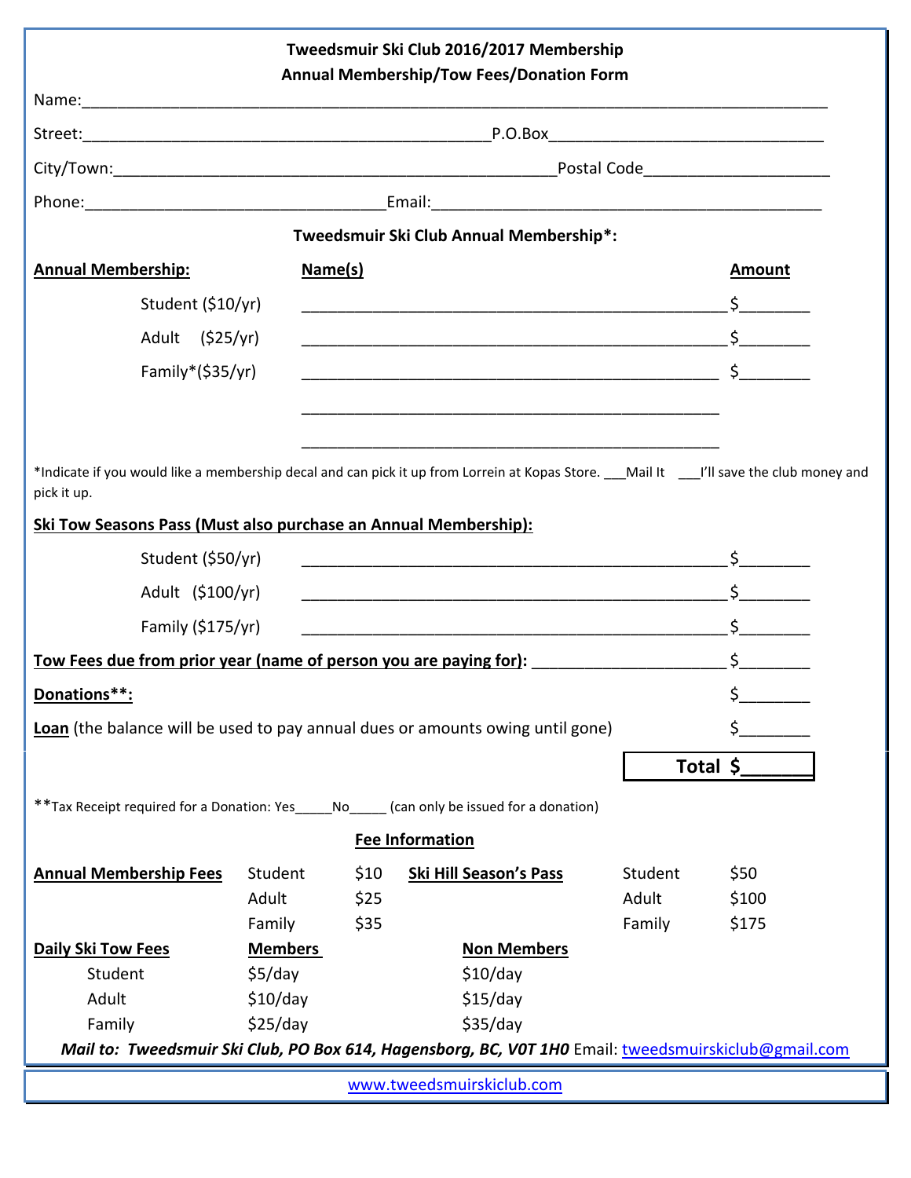**Tweedsmuir Ski Club 2016/2017 Membership**
**Annual Membership/Tow Fees/Donation Form**

Name:\_\_\_\_\_\_\_\_\_\_\_\_\_\_\_\_\_\_\_\_\_\_\_\_\_\_\_\_\_\_\_\_\_\_\_\_\_\_\_\_\_\_\_\_\_\_\_\_\_\_\_\_\_\_\_\_\_\_\_\_\_\_\_\_\_\_\_\_\_\_\_\_\_\_

Street:\_\_\_\_\_\_\_\_\_\_\_\_\_\_\_\_\_\_\_\_\_\_\_\_\_\_\_\_\_\_\_\_\_\_\_\_\_\_\_\_\_\_P.O.Box\_\_\_\_\_\_\_\_\_\_\_\_\_\_\_\_\_\_\_\_\_\_\_\_\_\_\_

City/Town:\_\_\_\_\_\_\_\_\_\_\_\_\_\_\_\_\_\_\_\_\_\_\_\_\_\_\_\_\_\_\_\_\_\_\_\_\_\_\_\_\_\_\_\_\_Postal Code\_\_\_\_\_\_\_\_\_\_\_\_\_\_\_\_\_\_\_\_

Phone:\_\_\_\_\_\_\_\_\_\_\_\_\_\_\_\_\_\_\_\_\_\_\_\_\_\_\_\_\_\_\_Email:\_\_\_\_\_\_\_\_\_\_\_\_\_\_\_\_\_\_\_\_\_\_\_\_\_\_\_\_\_\_\_\_\_\_\_\_\_\_\_\_

**Tweedsmuir Ski Club Annual Membership*:**

| **Annual Membership:** | **Name(s)** | **Amount** |
|---|---|---|
| Student ($10/yr) | \_\_\_\_\_\_\_\_\_\_\_\_\_\_\_\_\_\_\_\_\_\_\_\_\_\_\_\_\_\_\_\_\_\_\_\_\_\_\_\_ | $\_\_\_\_\_\_\_ |
| Adult ($25/yr) | \_\_\_\_\_\_\_\_\_\_\_\_\_\_\_\_\_\_\_\_\_\_\_\_\_\_\_\_\_\_\_\_\_\_\_\_\_\_\_\_ | $\_\_\_\_\_\_\_ |
| Family*($35/yr) | \_\_\_\_\_\_\_\_\_\_\_\_\_\_\_\_\_\_\_\_\_\_\_\_\_\_\_\_\_\_\_\_\_\_\_\_\_\_\_\_ | $\_\_\_\_\_\_\_ |
| | \_\_\_\_\_\_\_\_\_\_\_\_\_\_\_\_\_\_\_\_\_\_\_\_\_\_\_\_\_\_\_\_\_\_\_\_\_\_\_\_ | |
| | \_\_\_\_\_\_\_\_\_\_\_\_\_\_\_\_\_\_\_\_\_\_\_\_\_\_\_\_\_\_\_\_\_\_\_\_\_\_\_\_ | |

*Indicate if you would like a membership decal and can pick it up from Lorrein at Kopas Store. \_\_\_Mail It \_\_\_I'll save the club money and pick it up.

**Ski Tow Seasons Pass (Must also purchase an Annual Membership):**

| | | |
|---|---|---|
| Student ($50/yr) | \_\_\_\_\_\_\_\_\_\_\_\_\_\_\_\_\_\_\_\_\_\_\_\_\_\_\_\_\_\_\_\_\_\_\_\_\_\_\_\_ | $\_\_\_\_\_\_\_ |
| Adult ($100/yr) | \_\_\_\_\_\_\_\_\_\_\_\_\_\_\_\_\_\_\_\_\_\_\_\_\_\_\_\_\_\_\_\_\_\_\_\_\_\_\_\_ | $\_\_\_\_\_\_\_ |
| Family ($175/yr) | \_\_\_\_\_\_\_\_\_\_\_\_\_\_\_\_\_\_\_\_\_\_\_\_\_\_\_\_\_\_\_\_\_\_\_\_\_\_\_\_ | $\_\_\_\_\_\_\_ |

**Tow Fees due from prior year (name of person you are paying for):** \_\_\_\_\_\_\_\_\_\_\_\_\_\_\_\_\_\_\_\_ $\_\_\_\_\_\_\_

**Donations**:** $\_\_\_\_\_\_\_

**Loan** (the balance will be used to pay annual dues or amounts owing until gone) $\_\_\_\_\_\_\_

**Total $\_\_\_\_\_\_\_**

**Tax Receipt required for a Donation: Yes\_\_\_\_\_No\_\_\_\_\_ (can only be issued for a donation)

**Fee Information**

| **Annual Membership Fees** | | | **Ski Hill Season's Pass** | | |
|---|---|---|---|---|---|
| | Student | $10 | | Student | $50 |
| | Adult | $25 | | Adult | $100 |
| | Family | $35 | | Family | $175 |

| **Daily Ski Tow Fees** | **Members** | **Non Members** |
|---|---|---|
| Student | $5/day | $10/day |
| Adult | $10/day | $15/day |
| Family | $25/day | $35/day |

***Mail to: Tweedsmuir Ski Club, PO Box 614, Hagensborg, BC, V0T 1H0*** Email: tweedsmuirskiclub@gmail.com

www.tweedsmuirskiclub.com